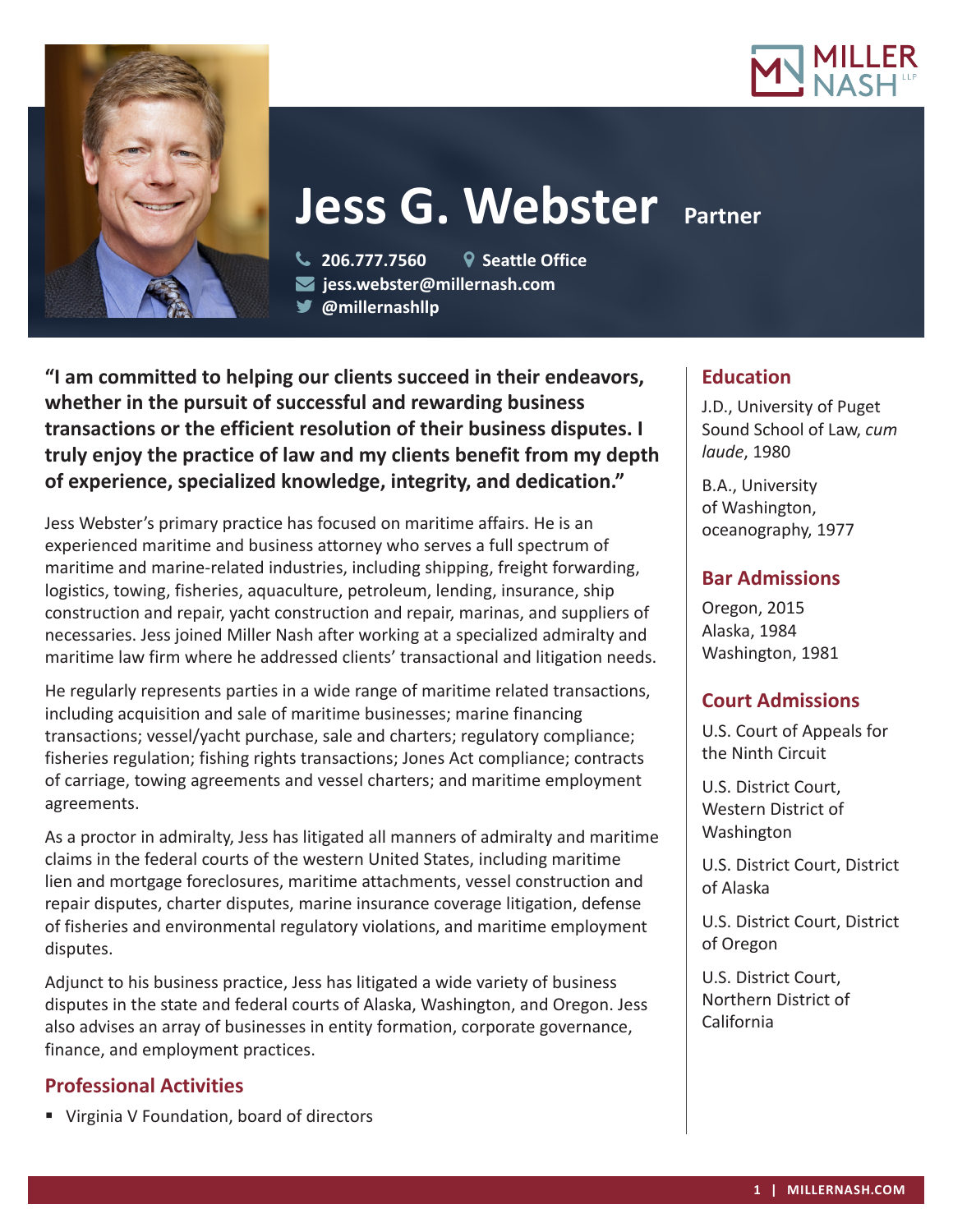# Jess G. Webster Partner

206.777.7560 | Seattle Office
jess.webster@millernash.com
@millernashllp

**"I am committed to helping our clients succeed in their endeavors, whether in the pursuit of successful and rewarding business transactions or the efficient resolution of their business disputes. I truly enjoy the practice of law and my clients benefit from my depth of experience, specialized knowledge, integrity, and dedication."**

Jess Webster's primary practice has focused on maritime affairs. He is an experienced maritime and business attorney who serves a full spectrum of maritime and marine-related industries, including shipping, freight forwarding, logistics, towing, fisheries, aquaculture, petroleum, lending, insurance, ship construction and repair, yacht construction and repair, marinas, and suppliers of necessaries. Jess joined Miller Nash after working at a specialized admiralty and maritime law firm where he addressed clients' transactional and litigation needs.

He regularly represents parties in a wide range of maritime related transactions, including acquisition and sale of maritime businesses; marine financing transactions; vessel/yacht purchase, sale and charters; regulatory compliance; fisheries regulation; fishing rights transactions; Jones Act compliance; contracts of carriage, towing agreements and vessel charters; and maritime employment agreements.

As a proctor in admiralty, Jess has litigated all manners of admiralty and maritime claims in the federal courts of the western United States, including maritime lien and mortgage foreclosures, maritime attachments, vessel construction and repair disputes, charter disputes, marine insurance coverage litigation, defense of fisheries and environmental regulatory violations, and maritime employment disputes.

Adjunct to his business practice, Jess has litigated a wide variety of business disputes in the state and federal courts of Alaska, Washington, and Oregon. Jess also advises an array of businesses in entity formation, corporate governance, finance, and employment practices.

## Professional Activities

- Virginia V Foundation, board of directors

## Education

J.D., University of Puget Sound School of Law, *cum laude*, 1980

B.A., University of Washington, oceanography, 1977

## Bar Admissions

Oregon, 2015
Alaska, 1984
Washington, 1981

## Court Admissions

U.S. Court of Appeals for the Ninth Circuit

U.S. District Court, Western District of Washington

U.S. District Court, District of Alaska

U.S. District Court, District of Oregon

U.S. District Court, Northern District of California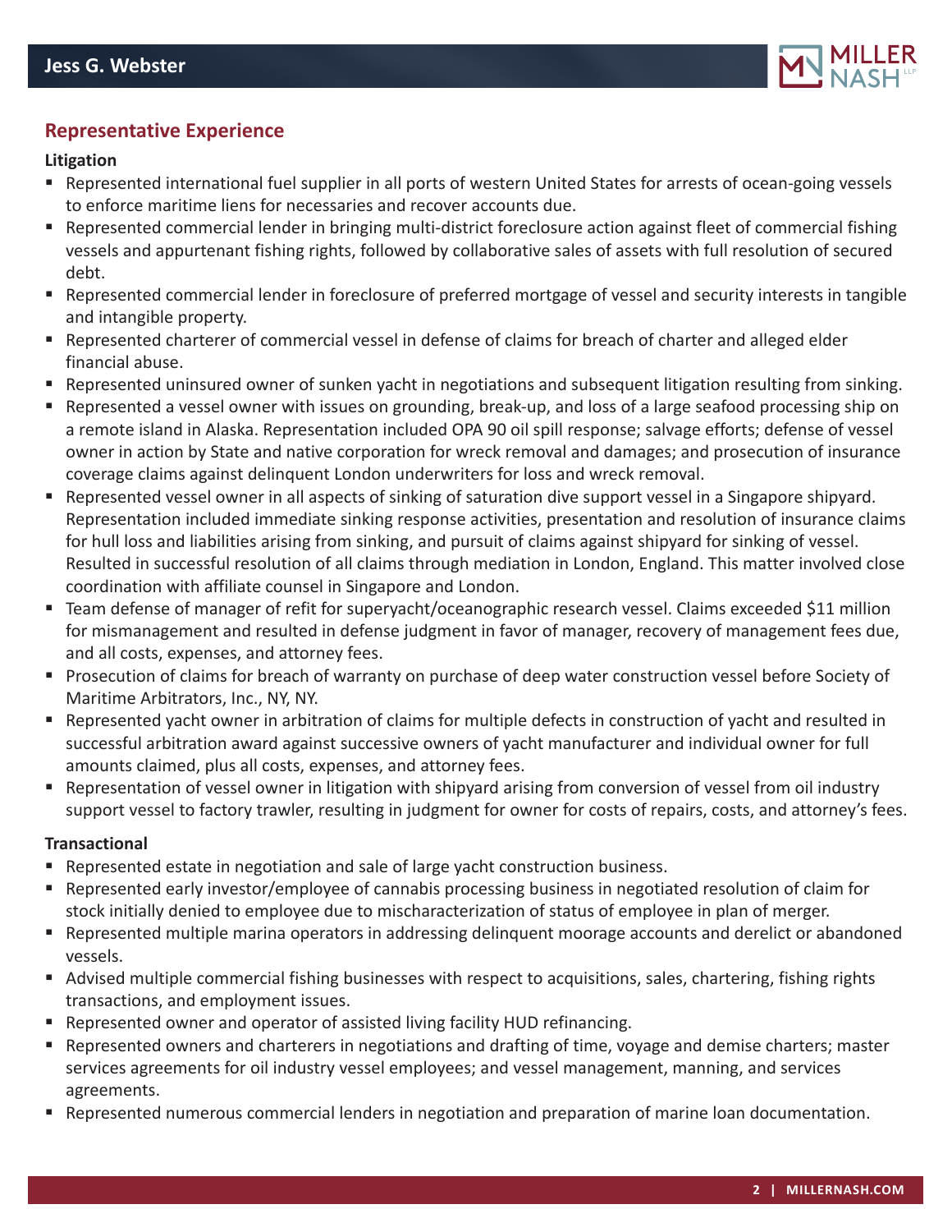## Representative Experience

### Litigation

- Represented international fuel supplier in all ports of western United States for arrests of ocean-going vessels to enforce maritime liens for necessaries and recover accounts due.
- Represented commercial lender in bringing multi-district foreclosure action against fleet of commercial fishing vessels and appurtenant fishing rights, followed by collaborative sales of assets with full resolution of secured debt.
- Represented commercial lender in foreclosure of preferred mortgage of vessel and security interests in tangible and intangible property.
- Represented charterer of commercial vessel in defense of claims for breach of charter and alleged elder financial abuse.
- Represented uninsured owner of sunken yacht in negotiations and subsequent litigation resulting from sinking.
- Represented a vessel owner with issues on grounding, break-up, and loss of a large seafood processing ship on a remote island in Alaska. Representation included OPA 90 oil spill response; salvage efforts; defense of vessel owner in action by State and native corporation for wreck removal and damages; and prosecution of insurance coverage claims against delinquent London underwriters for loss and wreck removal.
- Represented vessel owner in all aspects of sinking of saturation dive support vessel in a Singapore shipyard. Representation included immediate sinking response activities, presentation and resolution of insurance claims for hull loss and liabilities arising from sinking, and pursuit of claims against shipyard for sinking of vessel. Resulted in successful resolution of all claims through mediation in London, England. This matter involved close coordination with affiliate counsel in Singapore and London.
- Team defense of manager of refit for superyacht/oceanographic research vessel. Claims exceeded $11 million for mismanagement and resulted in defense judgment in favor of manager, recovery of management fees due, and all costs, expenses, and attorney fees.
- Prosecution of claims for breach of warranty on purchase of deep water construction vessel before Society of Maritime Arbitrators, Inc., NY, NY.
- Represented yacht owner in arbitration of claims for multiple defects in construction of yacht and resulted in successful arbitration award against successive owners of yacht manufacturer and individual owner for full amounts claimed, plus all costs, expenses, and attorney fees.
- Representation of vessel owner in litigation with shipyard arising from conversion of vessel from oil industry support vessel to factory trawler, resulting in judgment for owner for costs of repairs, costs, and attorney's fees.

### Transactional

- Represented estate in negotiation and sale of large yacht construction business.
- Represented early investor/employee of cannabis processing business in negotiated resolution of claim for stock initially denied to employee due to mischaracterization of status of employee in plan of merger.
- Represented multiple marina operators in addressing delinquent moorage accounts and derelict or abandoned vessels.
- Advised multiple commercial fishing businesses with respect to acquisitions, sales, chartering, fishing rights transactions, and employment issues.
- Represented owner and operator of assisted living facility HUD refinancing.
- Represented owners and charterers in negotiations and drafting of time, voyage and demise charters; master services agreements for oil industry vessel employees; and vessel management, manning, and services agreements.
- Represented numerous commercial lenders in negotiation and preparation of marine loan documentation.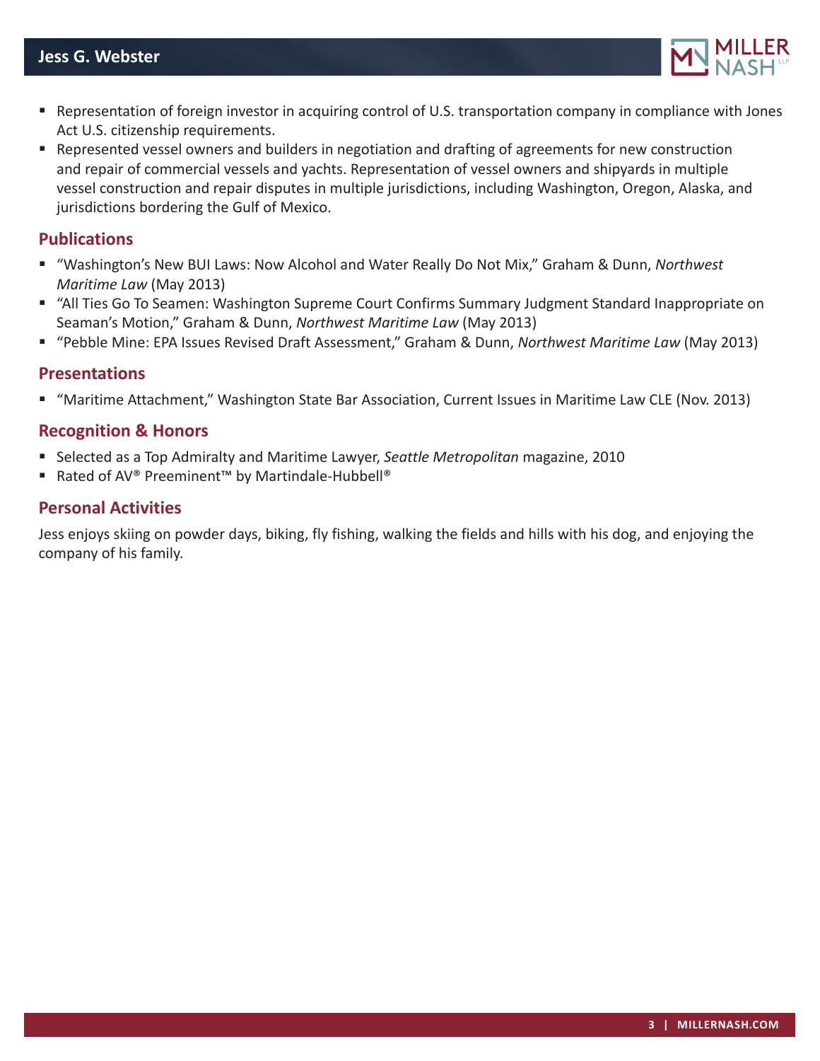- Representation of foreign investor in acquiring control of U.S. transportation company in compliance with Jones Act U.S. citizenship requirements.
- Represented vessel owners and builders in negotiation and drafting of agreements for new construction and repair of commercial vessels and yachts. Representation of vessel owners and shipyards in multiple vessel construction and repair disputes in multiple jurisdictions, including Washington, Oregon, Alaska, and jurisdictions bordering the Gulf of Mexico.

## Publications

- "Washington's New BUI Laws: Now Alcohol and Water Really Do Not Mix," Graham & Dunn, *Northwest Maritime Law* (May 2013)
- "All Ties Go To Seamen: Washington Supreme Court Confirms Summary Judgment Standard Inappropriate on Seaman's Motion," Graham & Dunn, *Northwest Maritime Law* (May 2013)
- "Pebble Mine: EPA Issues Revised Draft Assessment," Graham & Dunn, *Northwest Maritime Law* (May 2013)

## Presentations

- "Maritime Attachment," Washington State Bar Association, Current Issues in Maritime Law CLE (Nov. 2013)

## Recognition & Honors

- Selected as a Top Admiralty and Maritime Lawyer, *Seattle Metropolitan* magazine, 2010
- Rated of AV® Preeminent™ by Martindale-Hubbell®

## Personal Activities

Jess enjoys skiing on powder days, biking, fly fishing, walking the fields and hills with his dog, and enjoying the company of his family.